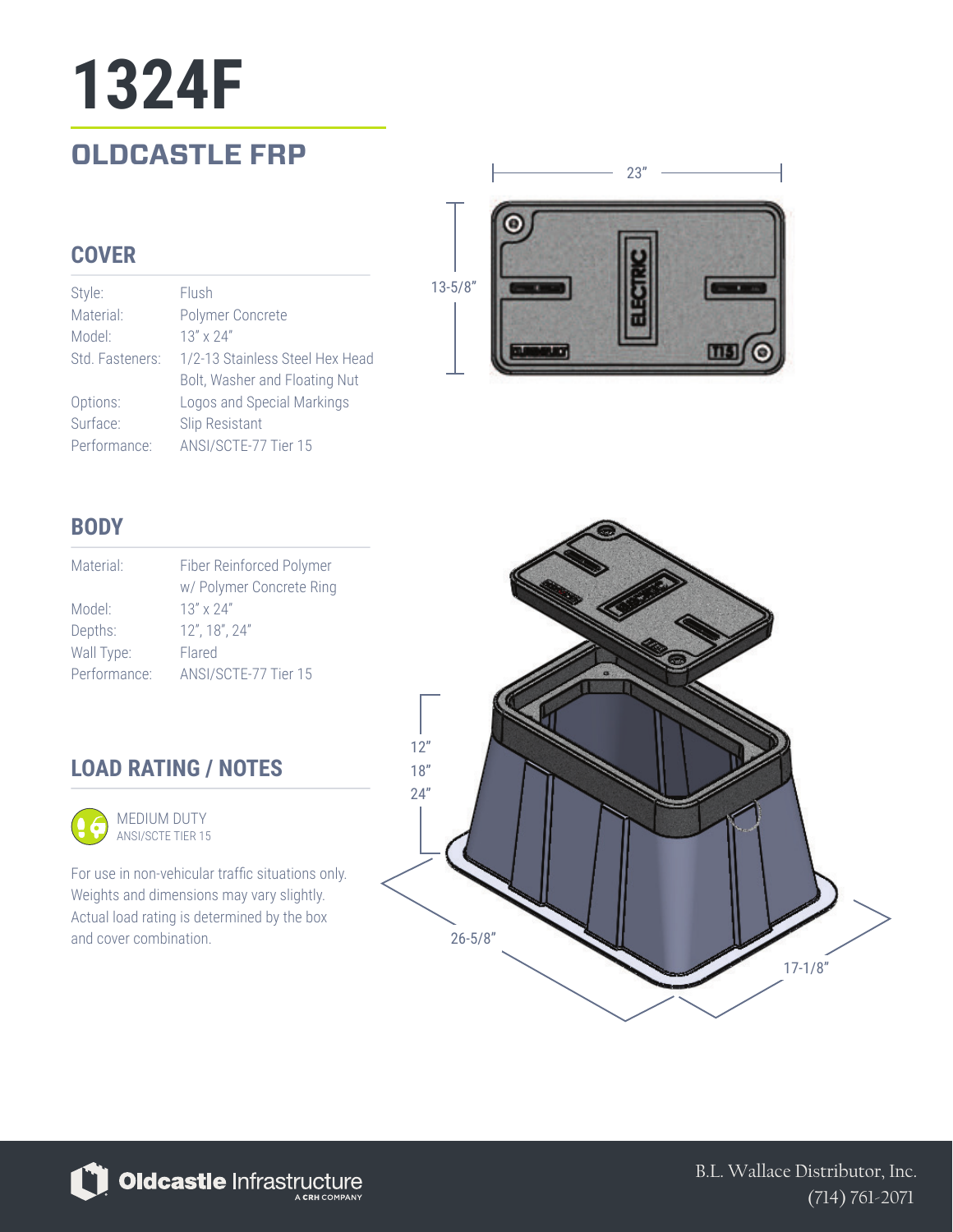# 1324F

## OLDCASTLE FRP

### COVER

| | |
|---|---|
| Style: | Flush |
| Material: | Polymer Concrete |
| Model: | 13" x 24" |
| Std. Fasteners: | 1/2-13 Stainless Steel Hex Head Bolt, Washer and Floating Nut |
| Options: | Logos and Special Markings |
| Surface: | Slip Resistant |
| Performance: | ANSI/SCTE-77 Tier 15 |

23"

13-5/8"

ELECTRIC

### BODY

| | |
|---|---|
| Material: | Fiber Reinforced Polymer w/ Polymer Concrete Ring |
| Model: | 13" x 24" |
| Depths: | 12", 18", 24" |
| Wall Type: | Flared |
| Performance: | ANSI/SCTE-77 Tier 15 |

12"
18"
24"

26-5/8"

17-1/8"

### LOAD RATING / NOTES

MEDIUM DUTY
ANSI/SCTE TIER 15

For use in non-vehicular traffic situations only. Weights and dimensions may vary slightly. Actual load rating is determined by the box and cover combination.

Oldcastle Infrastructure
A CRH COMPANY

B.L. Wallace Distributor, Inc.
(714) 761-2071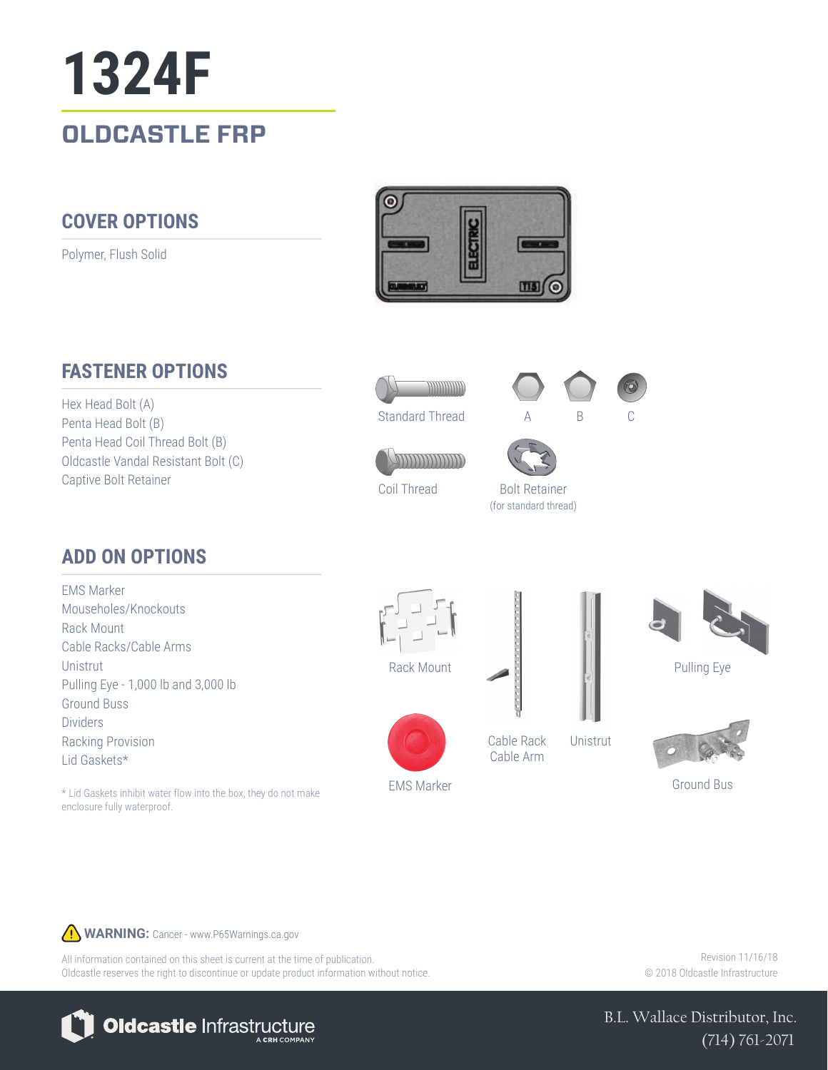# 1324F

## OLDCASTLE FRP

### COVER OPTIONS

Polymer, Flush Solid

### FASTENER OPTIONS

Hex Head Bolt (A)
Penta Head Bolt (B)
Penta Head Coil Thread Bolt (B)
Oldcastle Vandal Resistant Bolt (C)
Captive Bolt Retainer

Standard Thread

A

B

C

Coil Thread

Bolt Retainer
(for standard thread)

### ADD ON OPTIONS

EMS Marker
Mouseholes/Knockouts
Rack Mount
Cable Racks/Cable Arms
Unistrut
Pulling Eye - 1,000 lb and 3,000 lb
Ground Buss
Dividers
Racking Provision
Lid Gaskets*

* Lid Gaskets inhibit water flow into the box, they do not make enclosure fully waterproof.

Rack Mount

Cable Rack
Cable Arm

Unistrut

Pulling Eye

EMS Marker

Ground Bus

**WARNING:** Cancer - www.P65Warnings.ca.gov

All information contained on this sheet is current at the time of publication.
Oldcastle reserves the right to discontinue or update product information without notice.

Revision 11/16/18
© 2018 Oldcastle Infrastructure

Oldcastle Infrastructure
A CRH COMPANY

B.L. Wallace Distributor, Inc.
(714) 761-2071